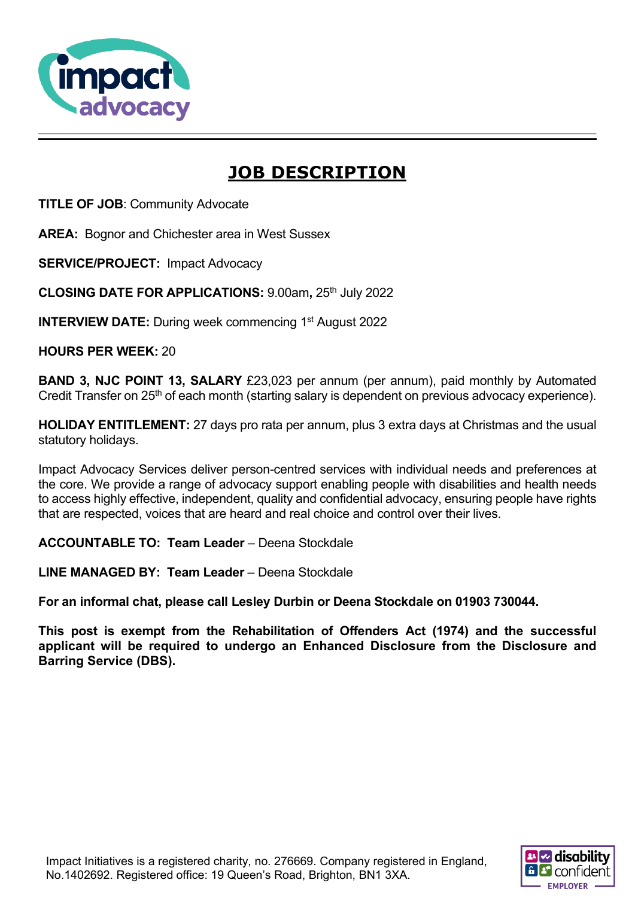# JOB DESCRIPTION

**TITLE OF JOB**: Community Advocate

**AREA:** Bognor and Chichester area in West Sussex

**SERVICE/PROJECT:** Impact Advocacy

**CLOSING DATE FOR APPLICATIONS:** 9.00am**,** 25th July 2022

**INTERVIEW DATE:** During week commencing 1st August 2022

**HOURS PER WEEK:** 20

**BAND 3, NJC POINT 13, SALARY** £23,023 per annum (per annum), paid monthly by Automated Credit Transfer on 25th of each month (starting salary is dependent on previous advocacy experience).

**HOLIDAY ENTITLEMENT:** 27 days pro rata per annum, plus 3 extra days at Christmas and the usual statutory holidays.

Impact Advocacy Services deliver person-centred services with individual needs and preferences at the core. We provide a range of advocacy support enabling people with disabilities and health needs to access highly effective, independent, quality and confidential advocacy, ensuring people have rights that are respected, voices that are heard and real choice and control over their lives.

**ACCOUNTABLE TO: Team Leader** – Deena Stockdale

**LINE MANAGED BY: Team Leader** – Deena Stockdale

**For an informal chat, please call Lesley Durbin or Deena Stockdale on 01903 730044.**

**This post is exempt from the Rehabilitation of Offenders Act (1974) and the successful applicant will be required to undergo an Enhanced Disclosure from the Disclosure and Barring Service (DBS).**

Impact Initiatives is a registered charity, no. 276669. Company registered in England, No.1402692. Registered office: 19 Queen's Road, Brighton, BN1 3XA.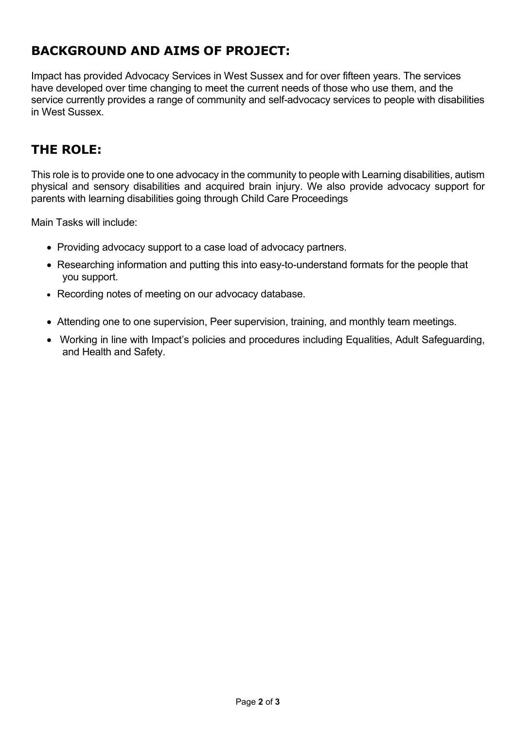## BACKGROUND AND AIMS OF PROJECT:

Impact has provided Advocacy Services in West Sussex and for over fifteen years. The services have developed over time changing to meet the current needs of those who use them, and the service currently provides a range of community and self-advocacy services to people with disabilities in West Sussex.

## THE ROLE:

This role is to provide one to one advocacy in the community to people with Learning disabilities, autism physical and sensory disabilities and acquired brain injury. We also provide advocacy support for parents with learning disabilities going through Child Care Proceedings

Main Tasks will include:

- Providing advocacy support to a case load of advocacy partners.
- Researching information and putting this into easy-to-understand formats for the people that you support.
- Recording notes of meeting on our advocacy database.
- Attending one to one supervision, Peer supervision, training, and monthly team meetings.
- Working in line with Impact's policies and procedures including Equalities, Adult Safeguarding, and Health and Safety.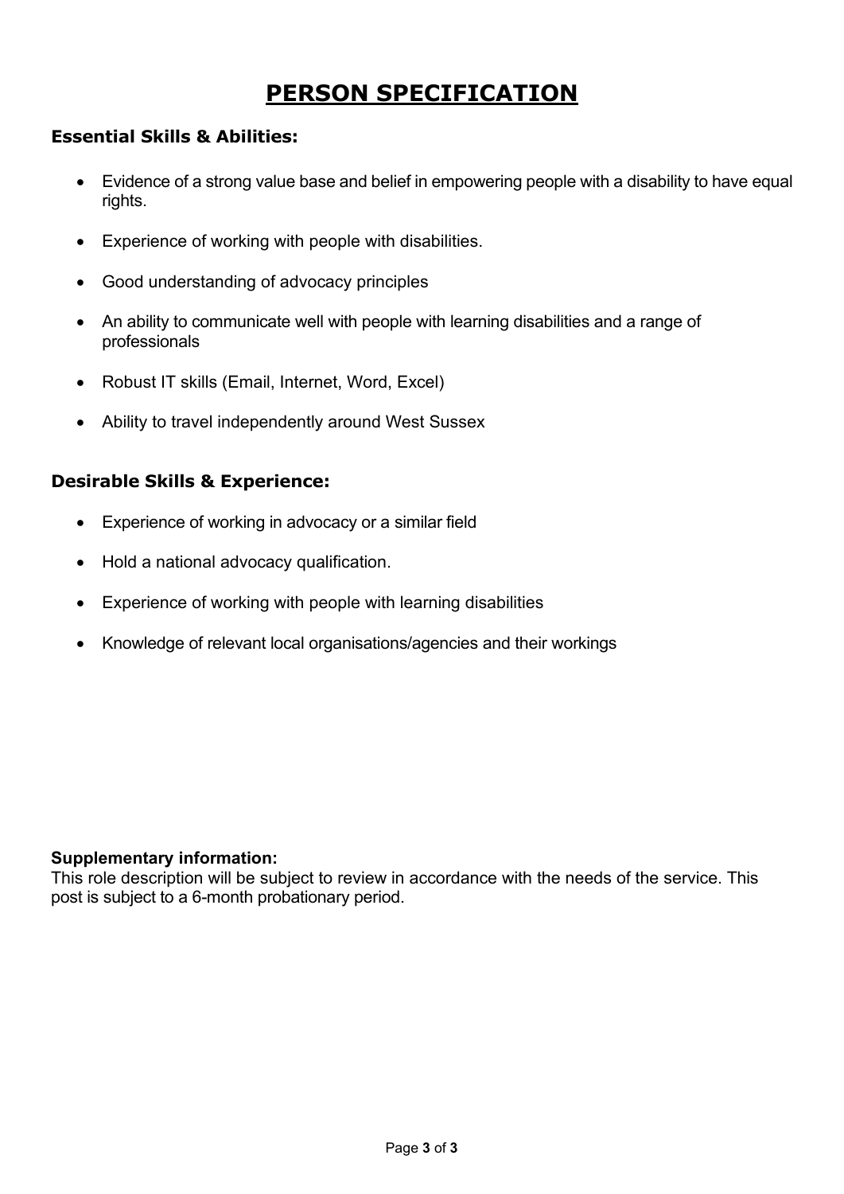# PERSON SPECIFICATION

### Essential Skills & Abilities:

- Evidence of a strong value base and belief in empowering people with a disability to have equal rights.
- Experience of working with people with disabilities.
- Good understanding of advocacy principles
- An ability to communicate well with people with learning disabilities and a range of professionals
- Robust IT skills (Email, Internet, Word, Excel)
- Ability to travel independently around West Sussex

### Desirable Skills & Experience:

- Experience of working in advocacy or a similar field
- Hold a national advocacy qualification.
- Experience of working with people with learning disabilities
- Knowledge of relevant local organisations/agencies and their workings

**Supplementary information:**
This role description will be subject to review in accordance with the needs of the service. This post is subject to a 6-month probationary period.